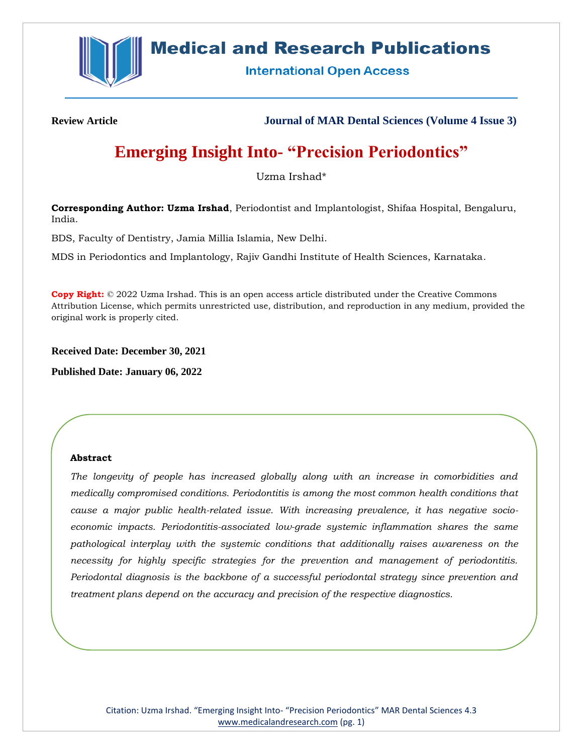**Review Article** | **Journal of MAR Dental Sciences (Volume 4 Issue 3)**

# Emerging Insight Into- "Precision Periodontics"

Uzma Irshad*

**Corresponding Author: Uzma Irshad**, Periodontist and Implantologist, Shifaa Hospital, Bengaluru, India.

BDS, Faculty of Dentistry, Jamia Millia Islamia, New Delhi.

MDS in Periodontics and Implantology, Rajiv Gandhi Institute of Health Sciences, Karnataka.

**Copy Right:** © 2022 Uzma Irshad. This is an open access article distributed under the Creative Commons Attribution License, which permits unrestricted use, distribution, and reproduction in any medium, provided the original work is properly cited.

**Received Date: December 30, 2021**

**Published Date: January 06, 2022**

### Abstract

*The longevity of people has increased globally along with an increase in comorbidities and medically compromised conditions. Periodontitis is among the most common health conditions that cause a major public health-related issue. With increasing prevalence, it has negative socio-economic impacts. Periodontitis-associated low-grade systemic inflammation shares the same pathological interplay with the systemic conditions that additionally raises awareness on the necessity for highly specific strategies for the prevention and management of periodontitis. Periodontal diagnosis is the backbone of a successful periodontal strategy since prevention and treatment plans depend on the accuracy and precision of the respective diagnostics.*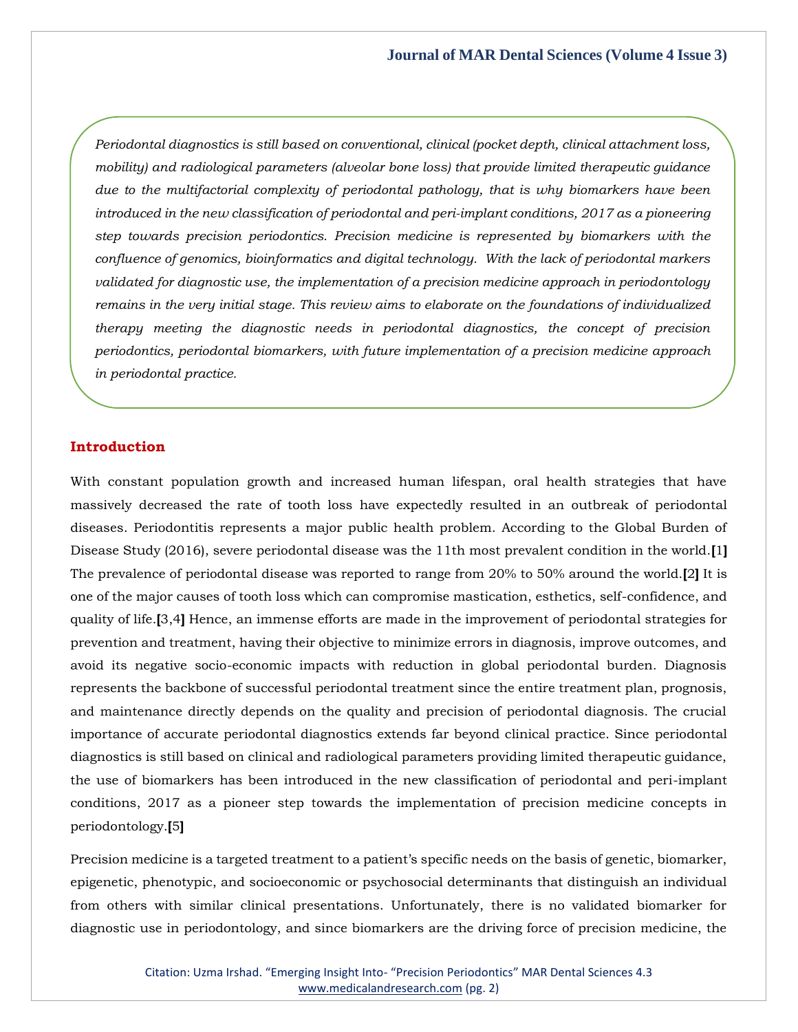*Periodontal diagnostics is still based on conventional, clinical (pocket depth, clinical attachment loss, mobility) and radiological parameters (alveolar bone loss) that provide limited therapeutic guidance due to the multifactorial complexity of periodontal pathology, that is why biomarkers have been introduced in the new classification of periodontal and peri-implant conditions, 2017 as a pioneering step towards precision periodontics. Precision medicine is represented by biomarkers with the confluence of genomics, bioinformatics and digital technology. With the lack of periodontal markers validated for diagnostic use, the implementation of a precision medicine approach in periodontology remains in the very initial stage. This review aims to elaborate on the foundations of individualized therapy meeting the diagnostic needs in periodontal diagnostics, the concept of precision periodontics, periodontal biomarkers, with future implementation of a precision medicine approach in periodontal practice.*

## Introduction

With constant population growth and increased human lifespan, oral health strategies that have massively decreased the rate of tooth loss have expectedly resulted in an outbreak of periodontal diseases. Periodontitis represents a major public health problem. According to the Global Burden of Disease Study (2016), severe periodontal disease was the 11th most prevalent condition in the world.[1] The prevalence of periodontal disease was reported to range from 20% to 50% around the world.[2] It is one of the major causes of tooth loss which can compromise mastication, esthetics, self-confidence, and quality of life.[3,4] Hence, an immense efforts are made in the improvement of periodontal strategies for prevention and treatment, having their objective to minimize errors in diagnosis, improve outcomes, and avoid its negative socio-economic impacts with reduction in global periodontal burden. Diagnosis represents the backbone of successful periodontal treatment since the entire treatment plan, prognosis, and maintenance directly depends on the quality and precision of periodontal diagnosis. The crucial importance of accurate periodontal diagnostics extends far beyond clinical practice. Since periodontal diagnostics is still based on clinical and radiological parameters providing limited therapeutic guidance, the use of biomarkers has been introduced in the new classification of periodontal and peri-implant conditions, 2017 as a pioneer step towards the implementation of precision medicine concepts in periodontology.[5]

Precision medicine is a targeted treatment to a patient's specific needs on the basis of genetic, biomarker, epigenetic, phenotypic, and socioeconomic or psychosocial determinants that distinguish an individual from others with similar clinical presentations. Unfortunately, there is no validated biomarker for diagnostic use in periodontology, and since biomarkers are the driving force of precision medicine, the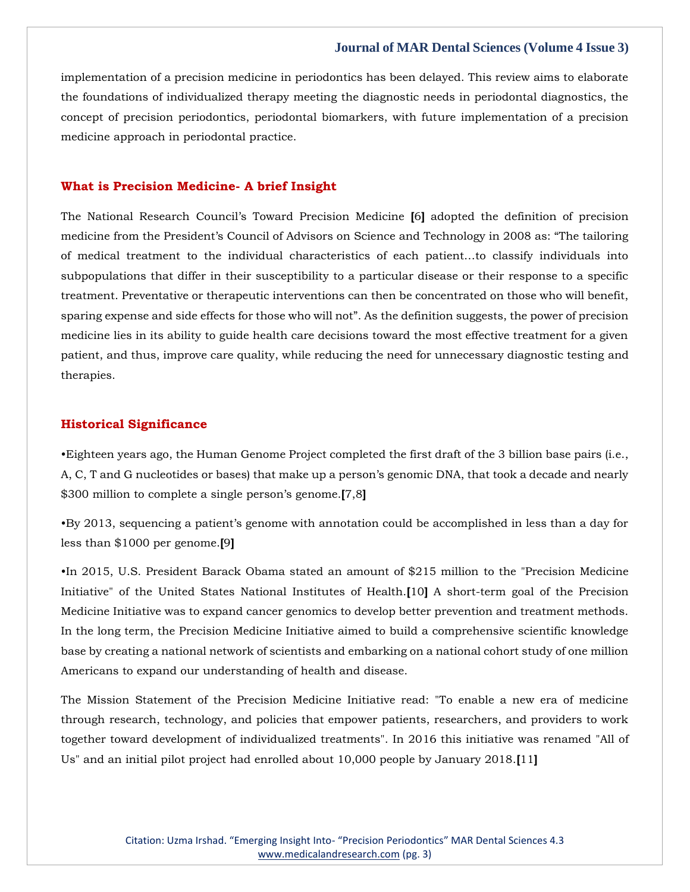implementation of a precision medicine in periodontics has been delayed. This review aims to elaborate the foundations of individualized therapy meeting the diagnostic needs in periodontal diagnostics, the concept of precision periodontics, periodontal biomarkers, with future implementation of a precision medicine approach in periodontal practice.

## What is Precision Medicine- A brief Insight

The National Research Council's Toward Precision Medicine [6] adopted the definition of precision medicine from the President's Council of Advisors on Science and Technology in 2008 as: "The tailoring of medical treatment to the individual characteristics of each patient…to classify individuals into subpopulations that differ in their susceptibility to a particular disease or their response to a specific treatment. Preventative or therapeutic interventions can then be concentrated on those who will benefit, sparing expense and side effects for those who will not". As the definition suggests, the power of precision medicine lies in its ability to guide health care decisions toward the most effective treatment for a given patient, and thus, improve care quality, while reducing the need for unnecessary diagnostic testing and therapies.

## Historical Significance

•Eighteen years ago, the Human Genome Project completed the first draft of the 3 billion base pairs (i.e., A, C, T and G nucleotides or bases) that make up a person's genomic DNA, that took a decade and nearly $300 million to complete a single person's genome.[7,8]

•By 2013, sequencing a patient's genome with annotation could be accomplished in less than a day for less than $1000 per genome.[9]

•In 2015, U.S. President Barack Obama stated an amount of $215 million to the "Precision Medicine Initiative" of the United States National Institutes of Health.[10] A short-term goal of the Precision Medicine Initiative was to expand cancer genomics to develop better prevention and treatment methods. In the long term, the Precision Medicine Initiative aimed to build a comprehensive scientific knowledge base by creating a national network of scientists and embarking on a national cohort study of one million Americans to expand our understanding of health and disease.

The Mission Statement of the Precision Medicine Initiative read: "To enable a new era of medicine through research, technology, and policies that empower patients, researchers, and providers to work together toward development of individualized treatments". In 2016 this initiative was renamed "All of Us" and an initial pilot project had enrolled about 10,000 people by January 2018.[11]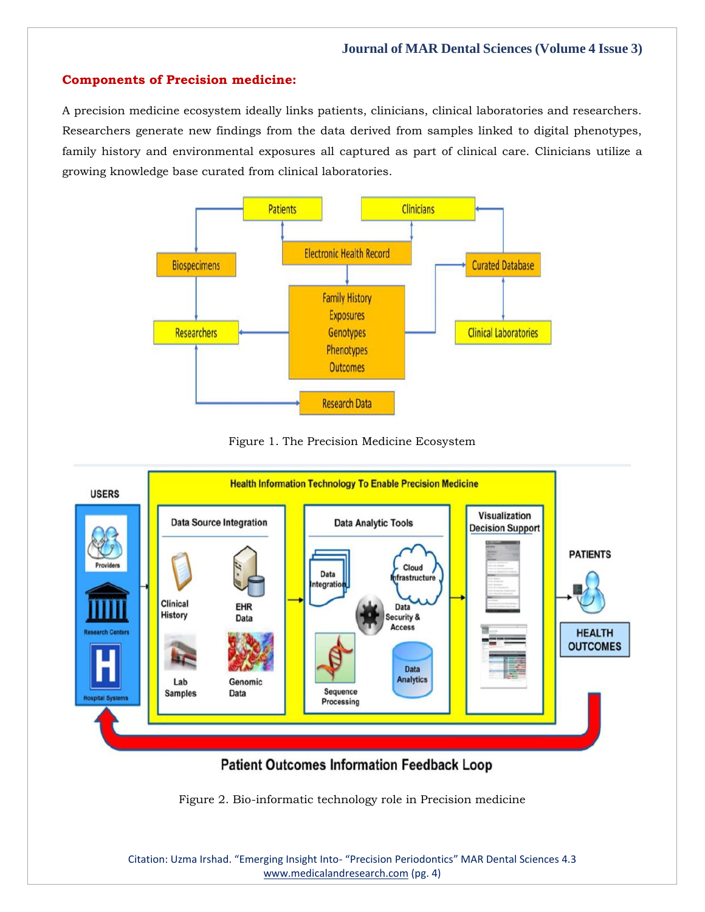## Components of Precision medicine:

A precision medicine ecosystem ideally links patients, clinicians, clinical laboratories and researchers. Researchers generate new findings from the data derived from samples linked to digital phenotypes, family history and environmental exposures all captured as part of clinical care. Clinicians utilize a growing knowledge base curated from clinical laboratories.

Figure 1. The Precision Medicine Ecosystem

Figure 2. Bio-informatic technology role in Precision medicine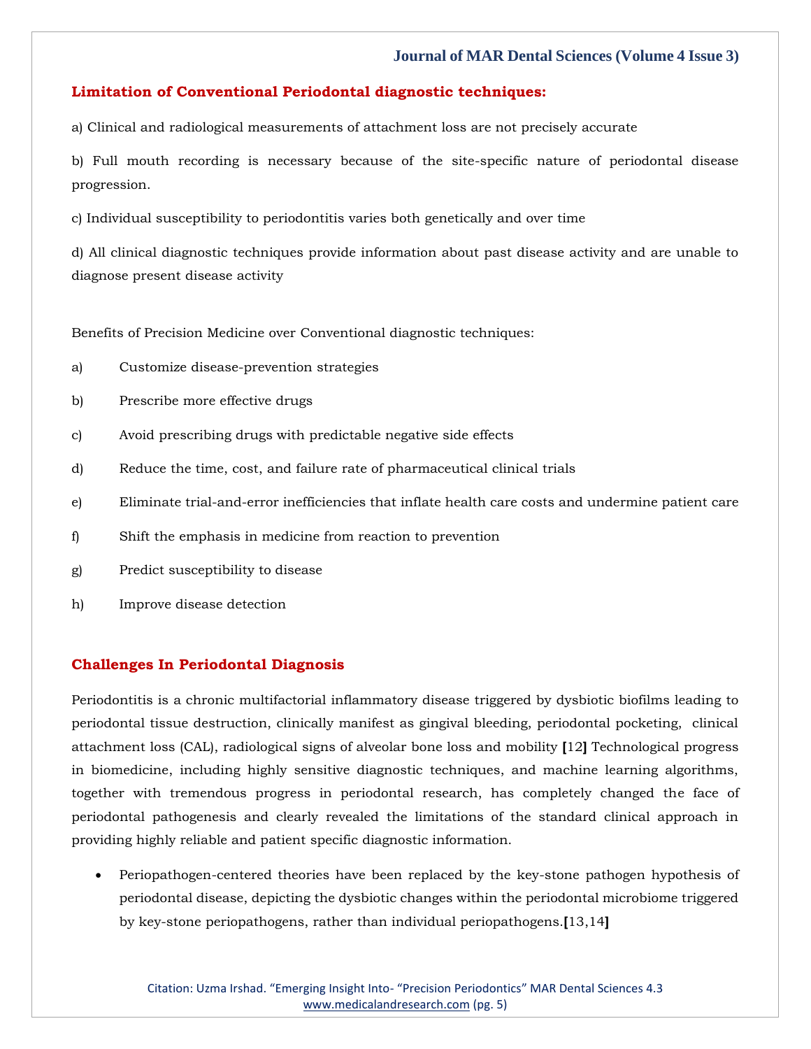## Limitation of Conventional Periodontal diagnostic techniques:

a) Clinical and radiological measurements of attachment loss are not precisely accurate

b) Full mouth recording is necessary because of the site-specific nature of periodontal disease progression.

c) Individual susceptibility to periodontitis varies both genetically and over time

d) All clinical diagnostic techniques provide information about past disease activity and are unable to diagnose present disease activity

Benefits of Precision Medicine over Conventional diagnostic techniques:

a) Customize disease-prevention strategies

b) Prescribe more effective drugs

c) Avoid prescribing drugs with predictable negative side effects

d) Reduce the time, cost, and failure rate of pharmaceutical clinical trials

e) Eliminate trial-and-error inefficiencies that inflate health care costs and undermine patient care

f) Shift the emphasis in medicine from reaction to prevention

g) Predict susceptibility to disease

h) Improve disease detection

## Challenges In Periodontal Diagnosis

Periodontitis is a chronic multifactorial inflammatory disease triggered by dysbiotic biofilms leading to periodontal tissue destruction, clinically manifest as gingival bleeding, periodontal pocketing, clinical attachment loss (CAL), radiological signs of alveolar bone loss and mobility [12] Technological progress in biomedicine, including highly sensitive diagnostic techniques, and machine learning algorithms, together with tremendous progress in periodontal research, has completely changed the face of periodontal pathogenesis and clearly revealed the limitations of the standard clinical approach in providing highly reliable and patient specific diagnostic information.

- Periopathogen-centered theories have been replaced by the key-stone pathogen hypothesis of periodontal disease, depicting the dysbiotic changes within the periodontal microbiome triggered by key-stone periopathogens, rather than individual periopathogens.[13,14]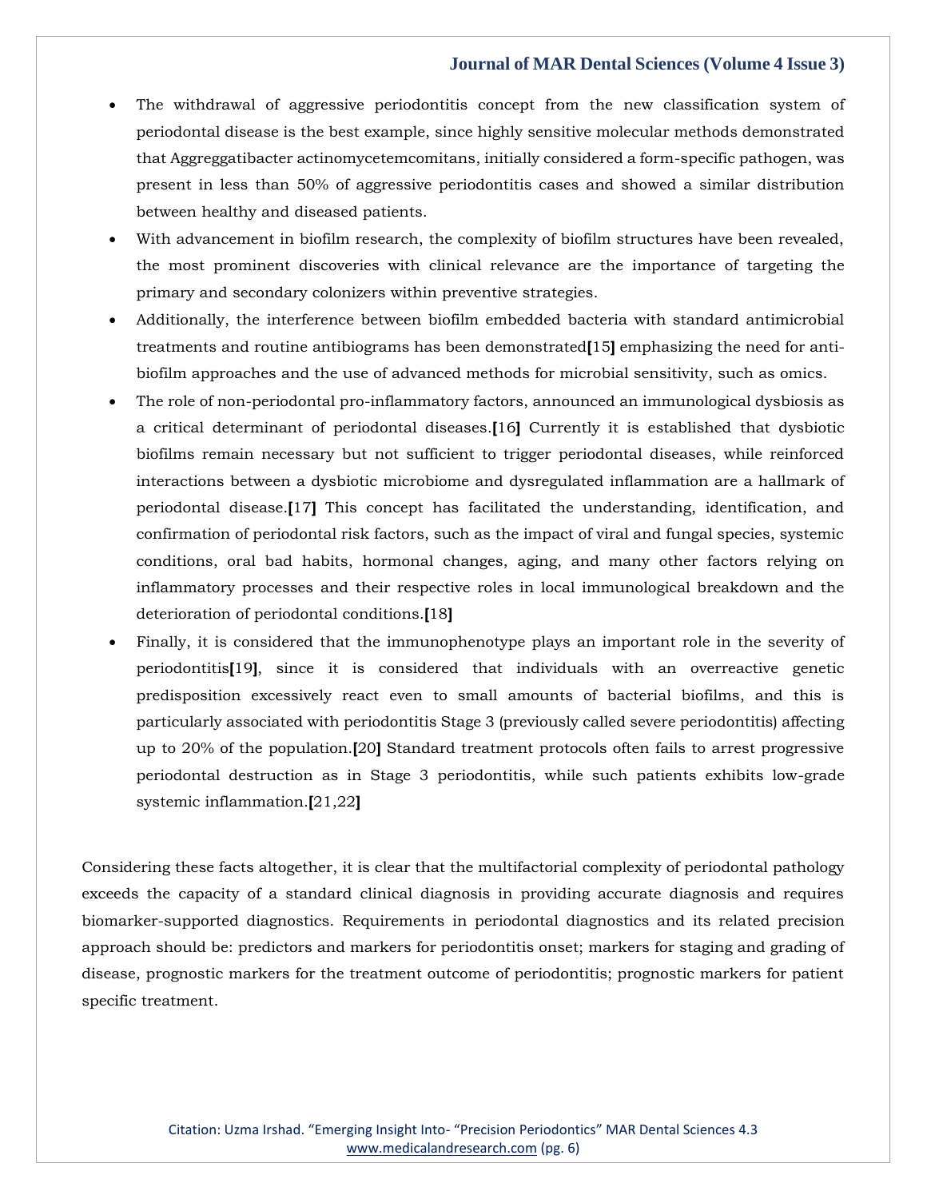- The withdrawal of aggressive periodontitis concept from the new classification system of periodontal disease is the best example, since highly sensitive molecular methods demonstrated that Aggregatibacter actinomycetemcomitans, initially considered a form-specific pathogen, was present in less than 50% of aggressive periodontitis cases and showed a similar distribution between healthy and diseased patients.
- With advancement in biofilm research, the complexity of biofilm structures have been revealed, the most prominent discoveries with clinical relevance are the importance of targeting the primary and secondary colonizers within preventive strategies.
- Additionally, the interference between biofilm embedded bacteria with standard antimicrobial treatments and routine antibiograms has been demonstrated[15] emphasizing the need for anti-biofilm approaches and the use of advanced methods for microbial sensitivity, such as omics.
- The role of non-periodontal pro-inflammatory factors, announced an immunological dysbiosis as a critical determinant of periodontal diseases.[16] Currently it is established that dysbiotic biofilms remain necessary but not sufficient to trigger periodontal diseases, while reinforced interactions between a dysbiotic microbiome and dysregulated inflammation are a hallmark of periodontal disease.[17] This concept has facilitated the understanding, identification, and confirmation of periodontal risk factors, such as the impact of viral and fungal species, systemic conditions, oral bad habits, hormonal changes, aging, and many other factors relying on inflammatory processes and their respective roles in local immunological breakdown and the deterioration of periodontal conditions.[18]
- Finally, it is considered that the immunophenotype plays an important role in the severity of periodontitis[19], since it is considered that individuals with an overreactive genetic predisposition excessively react even to small amounts of bacterial biofilms, and this is particularly associated with periodontitis Stage 3 (previously called severe periodontitis) affecting up to 20% of the population.[20] Standard treatment protocols often fails to arrest progressive periodontal destruction as in Stage 3 periodontitis, while such patients exhibits low-grade systemic inflammation.[21,22]

Considering these facts altogether, it is clear that the multifactorial complexity of periodontal pathology exceeds the capacity of a standard clinical diagnosis in providing accurate diagnosis and requires biomarker-supported diagnostics. Requirements in periodontal diagnostics and its related precision approach should be: predictors and markers for periodontitis onset; markers for staging and grading of disease, prognostic markers for the treatment outcome of periodontitis; prognostic markers for patient specific treatment.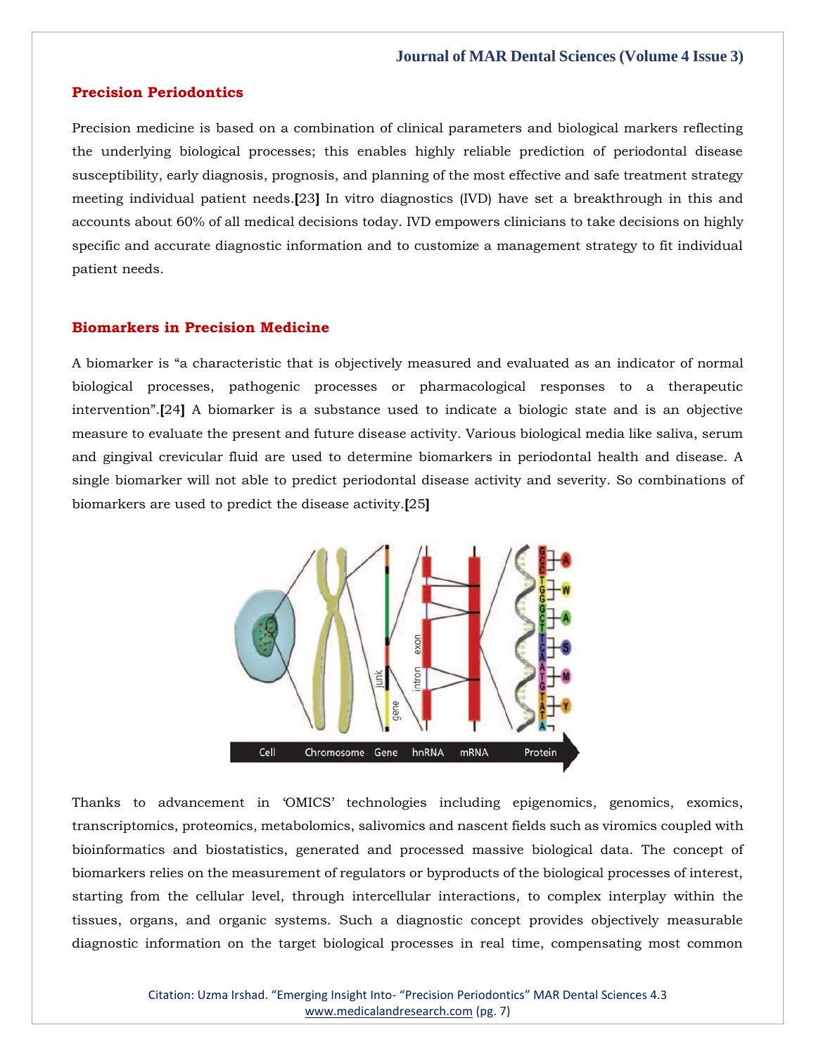## Precision Periodontics

Precision medicine is based on a combination of clinical parameters and biological markers reflecting the underlying biological processes; this enables highly reliable prediction of periodontal disease susceptibility, early diagnosis, prognosis, and planning of the most effective and safe treatment strategy meeting individual patient needs.[23] In vitro diagnostics (IVD) have set a breakthrough in this and accounts about 60% of all medical decisions today. IVD empowers clinicians to take decisions on highly specific and accurate diagnostic information and to customize a management strategy to fit individual patient needs.

## Biomarkers in Precision Medicine

A biomarker is "a characteristic that is objectively measured and evaluated as an indicator of normal biological processes, pathogenic processes or pharmacological responses to a therapeutic intervention".[24] A biomarker is a substance used to indicate a biologic state and is an objective measure to evaluate the present and future disease activity. Various biological media like saliva, serum and gingival crevicular fluid are used to determine biomarkers in periodontal health and disease. A single biomarker will not able to predict periodontal disease activity and severity. So combinations of biomarkers are used to predict the disease activity.[25]

Thanks to advancement in 'OMICS' technologies including epigenomics, genomics, exomics, transcriptomics, proteomics, metabolomics, salivomics and nascent fields such as viromics coupled with bioinformatics and biostatistics, generated and processed massive biological data. The concept of biomarkers relies on the measurement of regulators or byproducts of the biological processes of interest, starting from the cellular level, through intercellular interactions, to complex interplay within the tissues, organs, and organic systems. Such a diagnostic concept provides objectively measurable diagnostic information on the target biological processes in real time, compensating most common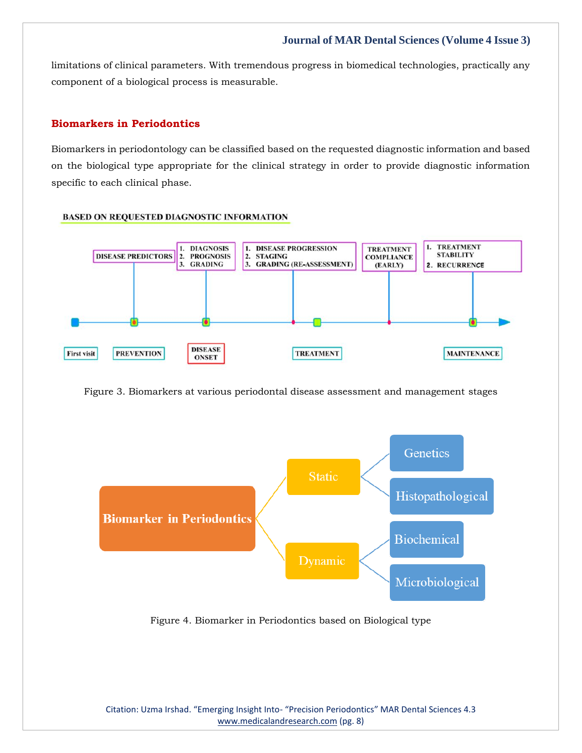limitations of clinical parameters. With tremendous progress in biomedical technologies, practically any component of a biological process is measurable.

## Biomarkers in Periodontics

Biomarkers in periodontology can be classified based on the requested diagnostic information and based on the biological type appropriate for the clinical strategy in order to provide diagnostic information specific to each clinical phase.

**BASED ON REQUESTED DIAGNOSTIC INFORMATION**

- First visit
- PREVENTION — DISEASE PREDICTORS
- DISEASE ONSET — 1. DIAGNOSIS 2. PROGNOSIS 3. GRADING
- 1. DISEASE PROGRESSION 2. STAGING 3. GRADING (RE-ASSESSMENT)
- TREATMENT
- TREATMENT COMPLIANCE (EARLY)
- MAINTENANCE — 1. TREATMENT STABILITY 2. RECURRENCE

Figure 3. Biomarkers at various periodontal disease assessment and management stages

- Biomarker in Periodontics
  - Static
    - Genetics
    - Histopathological
  - Dynamic
    - Biochemical
    - Microbiological

Figure 4. Biomarker in Periodontics based on Biological type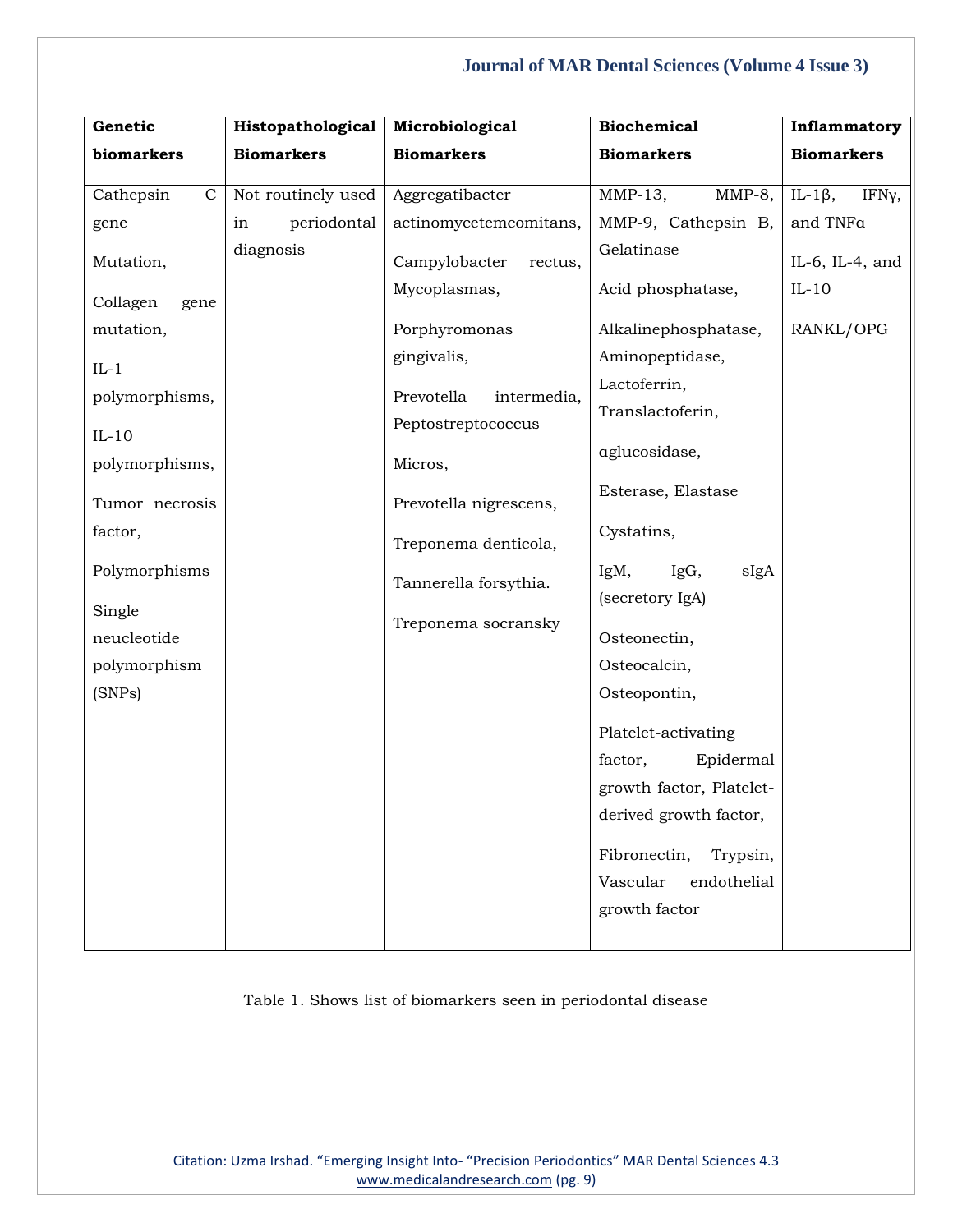| Genetic biomarkers | Histopathological Biomarkers | Microbiological Biomarkers | Biochemical Biomarkers | Inflammatory Biomarkers |
|---|---|---|---|---|
| Cathepsin C gene Mutation, Collagen gene mutation, IL-1 polymorphisms, IL-10 polymorphisms, Tumor necrosis factor, Polymorphisms Single neucleotide polymorphism (SNPs) | Not routinely used in periodontal diagnosis | Aggregatibacter actinomycetemcomitans, Campylobacter rectus, Mycoplasmas, Porphyromonas gingivalis, Prevotella intermedia, Peptostreptococcus Micros, Prevotella nigrescens, Treponema denticola, Tannerella forsythia. Treponema socransky | MMP-13, MMP-8, MMP-9, Cathepsin B, Gelatinase Acid phosphatase, Alkalinephosphatase, Aminopeptidase, Lactoferrin, Translactoferin, αglucosidase, Esterase, Elastase Cystatins, IgM, IgG, sIgA (secretory IgA) Osteonectin, Osteocalcin, Osteopontin, Platelet-activating factor, Epidermal growth factor, Platelet-derived growth factor, Fibronectin, Trypsin, Vascular endothelial growth factor | IL-1β, IFNγ, and TNFα IL-6, IL-4, and IL-10 RANKL/OPG |

Table 1. Shows list of biomarkers seen in periodontal disease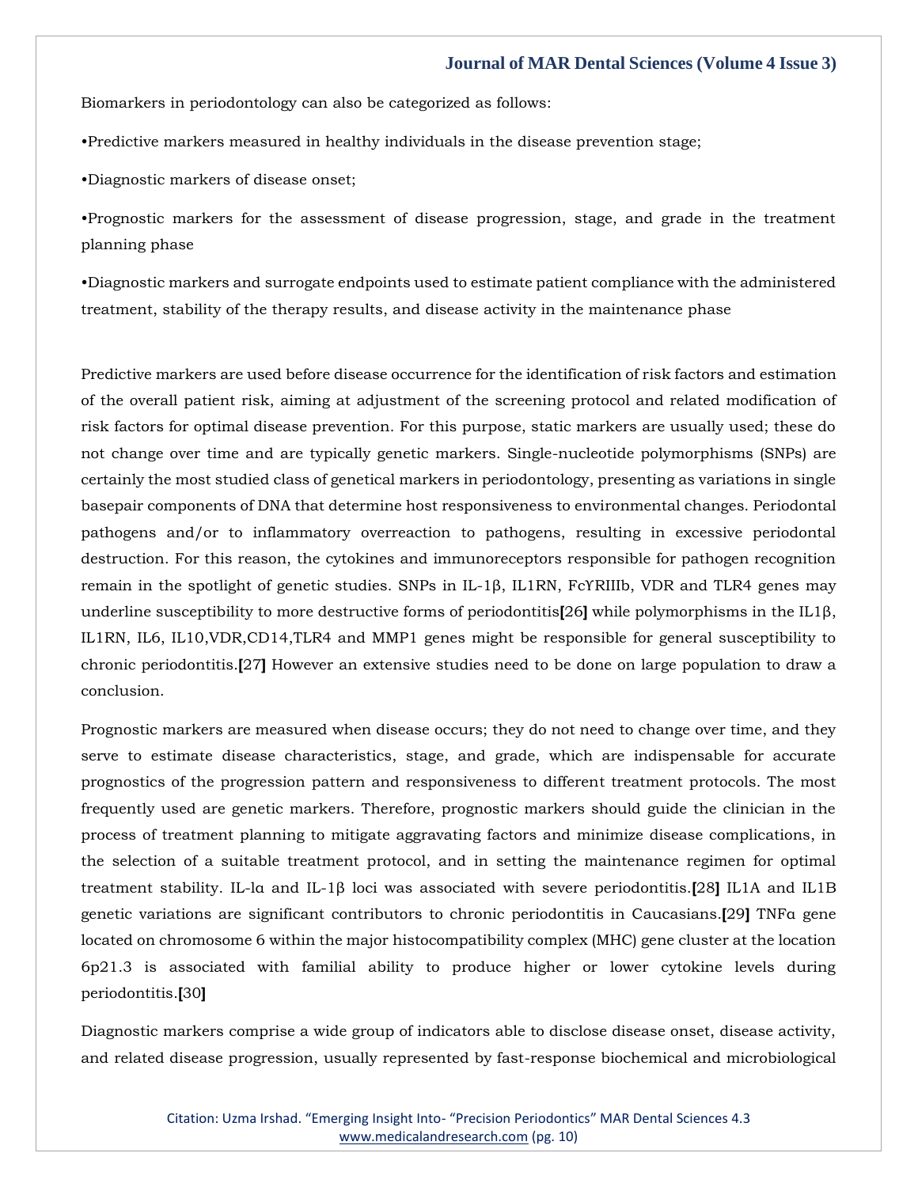Biomarkers in periodontology can also be categorized as follows:

•Predictive markers measured in healthy individuals in the disease prevention stage;

•Diagnostic markers of disease onset;

•Prognostic markers for the assessment of disease progression, stage, and grade in the treatment planning phase

•Diagnostic markers and surrogate endpoints used to estimate patient compliance with the administered treatment, stability of the therapy results, and disease activity in the maintenance phase

Predictive markers are used before disease occurrence for the identification of risk factors and estimation of the overall patient risk, aiming at adjustment of the screening protocol and related modification of risk factors for optimal disease prevention. For this purpose, static markers are usually used; these do not change over time and are typically genetic markers. Single-nucleotide polymorphisms (SNPs) are certainly the most studied class of genetical markers in periodontology, presenting as variations in single basepair components of DNA that determine host responsiveness to environmental changes. Periodontal pathogens and/or to inflammatory overreaction to pathogens, resulting in excessive periodontal destruction. For this reason, the cytokines and immunoreceptors responsible for pathogen recognition remain in the spotlight of genetic studies. SNPs in IL-1β, IL1RN, FcYRIIIb, VDR and TLR4 genes may underline susceptibility to more destructive forms of periodontitis[26] while polymorphisms in the IL1β, IL1RN, IL6, IL10,VDR,CD14,TLR4 and MMP1 genes might be responsible for general susceptibility to chronic periodontitis.[27] However an extensive studies need to be done on large population to draw a conclusion.

Prognostic markers are measured when disease occurs; they do not need to change over time, and they serve to estimate disease characteristics, stage, and grade, which are indispensable for accurate prognostics of the progression pattern and responsiveness to different treatment protocols. The most frequently used are genetic markers. Therefore, prognostic markers should guide the clinician in the process of treatment planning to mitigate aggravating factors and minimize disease complications, in the selection of a suitable treatment protocol, and in setting the maintenance regimen for optimal treatment stability. IL-lα and IL-1β loci was associated with severe periodontitis.[28] IL1A and IL1B genetic variations are significant contributors to chronic periodontitis in Caucasians.[29] TNFα gene located on chromosome 6 within the major histocompatibility complex (MHC) gene cluster at the location 6p21.3 is associated with familial ability to produce higher or lower cytokine levels during periodontitis.[30]

Diagnostic markers comprise a wide group of indicators able to disclose disease onset, disease activity, and related disease progression, usually represented by fast-response biochemical and microbiological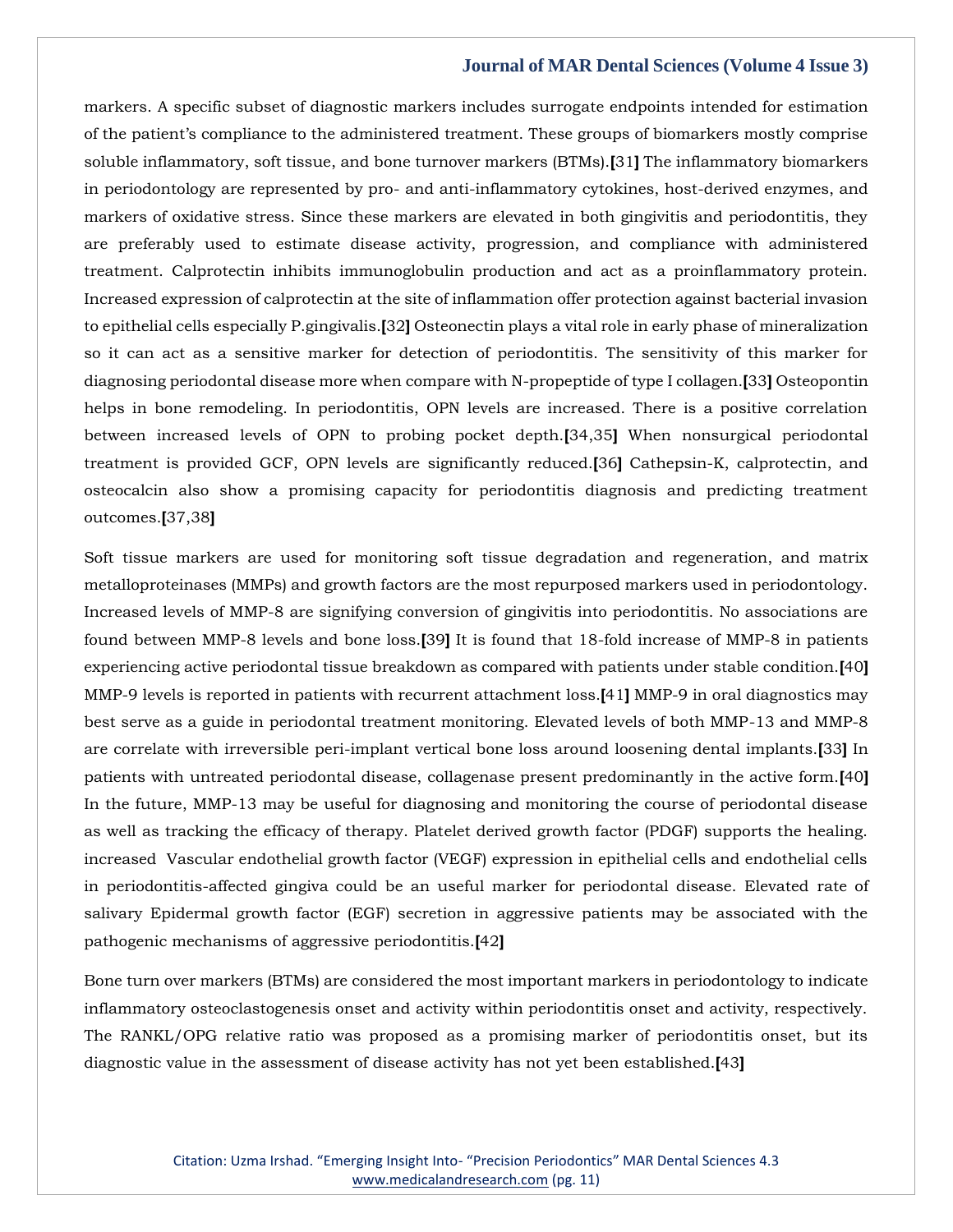markers. A specific subset of diagnostic markers includes surrogate endpoints intended for estimation of the patient's compliance to the administered treatment. These groups of biomarkers mostly comprise soluble inflammatory, soft tissue, and bone turnover markers (BTMs).[31] The inflammatory biomarkers in periodontology are represented by pro- and anti-inflammatory cytokines, host-derived enzymes, and markers of oxidative stress. Since these markers are elevated in both gingivitis and periodontitis, they are preferably used to estimate disease activity, progression, and compliance with administered treatment. Calprotectin inhibits immunoglobulin production and act as a proinflammatory protein. Increased expression of calprotectin at the site of inflammation offer protection against bacterial invasion to epithelial cells especially P.gingivalis.[32] Osteonectin plays a vital role in early phase of mineralization so it can act as a sensitive marker for detection of periodontitis. The sensitivity of this marker for diagnosing periodontal disease more when compare with N-propeptide of type I collagen.[33] Osteopontin helps in bone remodeling. In periodontitis, OPN levels are increased. There is a positive correlation between increased levels of OPN to probing pocket depth.[34,35] When nonsurgical periodontal treatment is provided GCF, OPN levels are significantly reduced.[36] Cathepsin-K, calprotectin, and osteocalcin also show a promising capacity for periodontitis diagnosis and predicting treatment outcomes.[37,38]

Soft tissue markers are used for monitoring soft tissue degradation and regeneration, and matrix metalloproteinases (MMPs) and growth factors are the most repurposed markers used in periodontology. Increased levels of MMP-8 are signifying conversion of gingivitis into periodontitis. No associations are found between MMP-8 levels and bone loss.[39] It is found that 18-fold increase of MMP-8 in patients experiencing active periodontal tissue breakdown as compared with patients under stable condition.[40] MMP-9 levels is reported in patients with recurrent attachment loss.[41] MMP-9 in oral diagnostics may best serve as a guide in periodontal treatment monitoring. Elevated levels of both MMP-13 and MMP-8 are correlate with irreversible peri-implant vertical bone loss around loosening dental implants.[33] In patients with untreated periodontal disease, collagenase present predominantly in the active form.[40] In the future, MMP-13 may be useful for diagnosing and monitoring the course of periodontal disease as well as tracking the efficacy of therapy. Platelet derived growth factor (PDGF) supports the healing. increased Vascular endothelial growth factor (VEGF) expression in epithelial cells and endothelial cells in periodontitis-affected gingiva could be an useful marker for periodontal disease. Elevated rate of salivary Epidermal growth factor (EGF) secretion in aggressive patients may be associated with the pathogenic mechanisms of aggressive periodontitis.[42]

Bone turn over markers (BTMs) are considered the most important markers in periodontology to indicate inflammatory osteoclastogenesis onset and activity within periodontitis onset and activity, respectively. The RANKL/OPG relative ratio was proposed as a promising marker of periodontitis onset, but its diagnostic value in the assessment of disease activity has not yet been established.[43]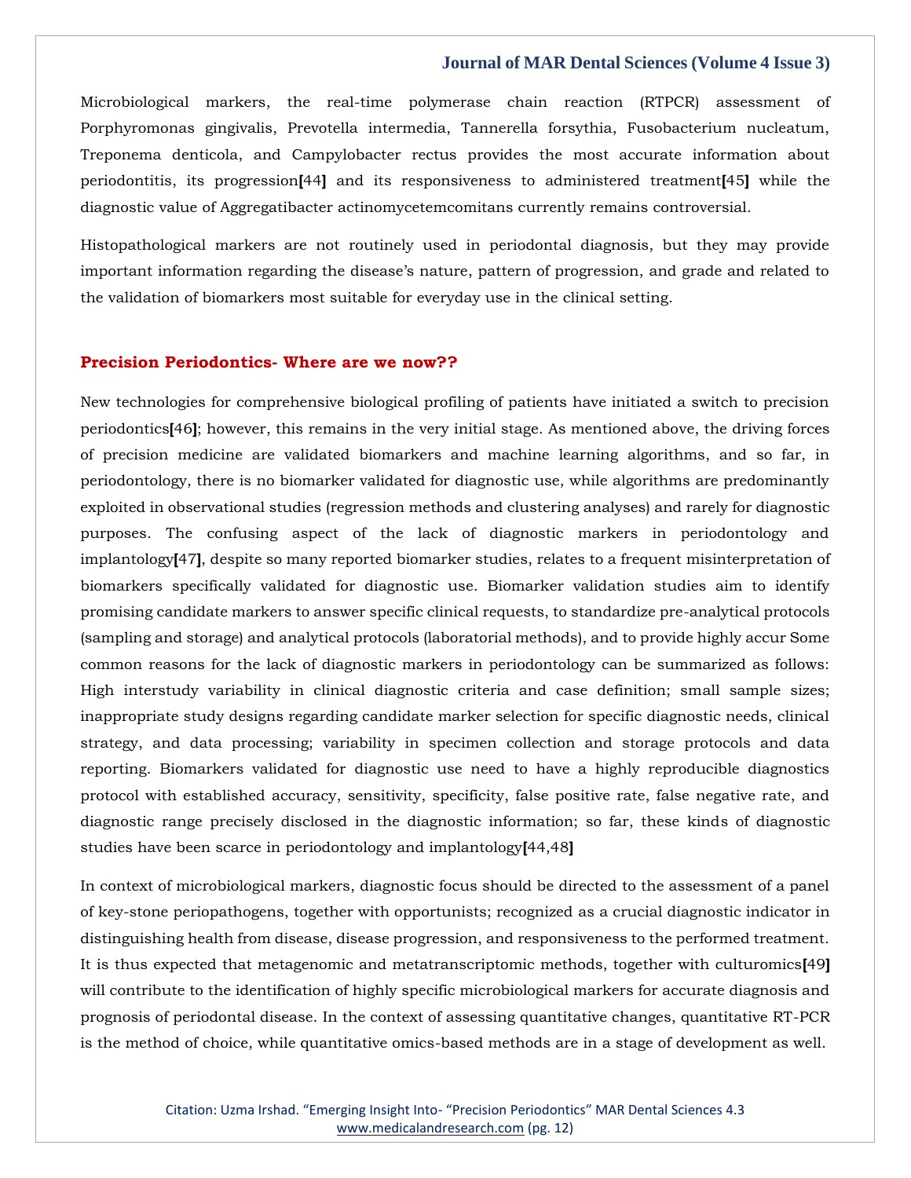Microbiological markers, the real-time polymerase chain reaction (RTPCR) assessment of Porphyromonas gingivalis, Prevotella intermedia, Tannerella forsythia, Fusobacterium nucleatum, Treponema denticola, and Campylobacter rectus provides the most accurate information about periodontitis, its progression[44] and its responsiveness to administered treatment[45] while the diagnostic value of Aggregatibacter actinomycetemcomitans currently remains controversial.

Histopathological markers are not routinely used in periodontal diagnosis, but they may provide important information regarding the disease's nature, pattern of progression, and grade and related to the validation of biomarkers most suitable for everyday use in the clinical setting.

## Precision Periodontics- Where are we now??

New technologies for comprehensive biological profiling of patients have initiated a switch to precision periodontics[46]; however, this remains in the very initial stage. As mentioned above, the driving forces of precision medicine are validated biomarkers and machine learning algorithms, and so far, in periodontology, there is no biomarker validated for diagnostic use, while algorithms are predominantly exploited in observational studies (regression methods and clustering analyses) and rarely for diagnostic purposes. The confusing aspect of the lack of diagnostic markers in periodontology and implantology[47], despite so many reported biomarker studies, relates to a frequent misinterpretation of biomarkers specifically validated for diagnostic use. Biomarker validation studies aim to identify promising candidate markers to answer specific clinical requests, to standardize pre-analytical protocols (sampling and storage) and analytical protocols (laboratorial methods), and to provide highly accur Some common reasons for the lack of diagnostic markers in periodontology can be summarized as follows: High interstudy variability in clinical diagnostic criteria and case definition; small sample sizes; inappropriate study designs regarding candidate marker selection for specific diagnostic needs, clinical strategy, and data processing; variability in specimen collection and storage protocols and data reporting. Biomarkers validated for diagnostic use need to have a highly reproducible diagnostics protocol with established accuracy, sensitivity, specificity, false positive rate, false negative rate, and diagnostic range precisely disclosed in the diagnostic information; so far, these kinds of diagnostic studies have been scarce in periodontology and implantology[44,48]

In context of microbiological markers, diagnostic focus should be directed to the assessment of a panel of key-stone periopathogens, together with opportunists; recognized as a crucial diagnostic indicator in distinguishing health from disease, disease progression, and responsiveness to the performed treatment. It is thus expected that metagenomic and metatranscriptomic methods, together with culturomics[49] will contribute to the identification of highly specific microbiological markers for accurate diagnosis and prognosis of periodontal disease. In the context of assessing quantitative changes, quantitative RT-PCR is the method of choice, while quantitative omics-based methods are in a stage of development as well.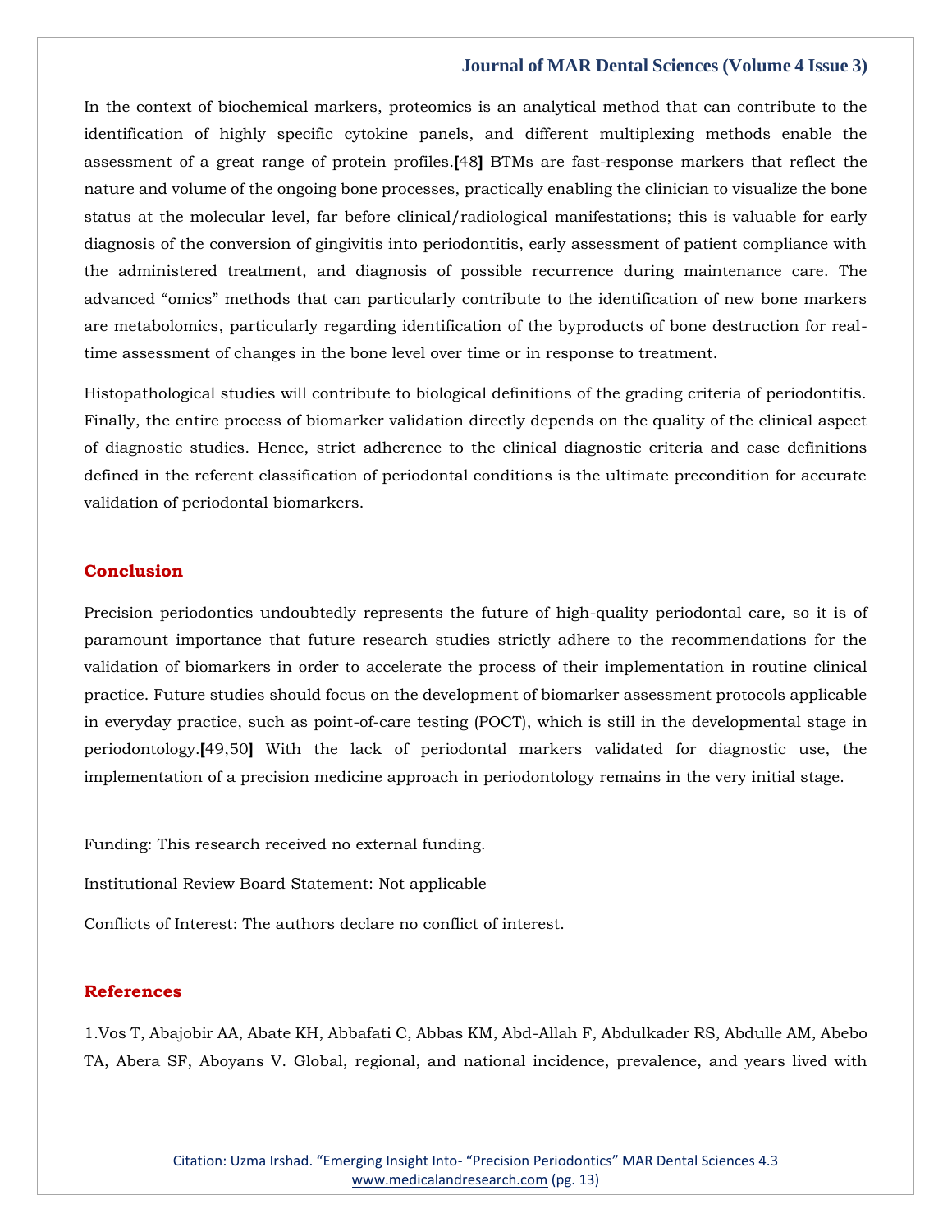In the context of biochemical markers, proteomics is an analytical method that can contribute to the identification of highly specific cytokine panels, and different multiplexing methods enable the assessment of a great range of protein profiles.[48] BTMs are fast-response markers that reflect the nature and volume of the ongoing bone processes, practically enabling the clinician to visualize the bone status at the molecular level, far before clinical/radiological manifestations; this is valuable for early diagnosis of the conversion of gingivitis into periodontitis, early assessment of patient compliance with the administered treatment, and diagnosis of possible recurrence during maintenance care. The advanced "omics" methods that can particularly contribute to the identification of new bone markers are metabolomics, particularly regarding identification of the byproducts of bone destruction for real-time assessment of changes in the bone level over time or in response to treatment.

Histopathological studies will contribute to biological definitions of the grading criteria of periodontitis. Finally, the entire process of biomarker validation directly depends on the quality of the clinical aspect of diagnostic studies. Hence, strict adherence to the clinical diagnostic criteria and case definitions defined in the referent classification of periodontal conditions is the ultimate precondition for accurate validation of periodontal biomarkers.

## Conclusion

Precision periodontics undoubtedly represents the future of high-quality periodontal care, so it is of paramount importance that future research studies strictly adhere to the recommendations for the validation of biomarkers in order to accelerate the process of their implementation in routine clinical practice. Future studies should focus on the development of biomarker assessment protocols applicable in everyday practice, such as point-of-care testing (POCT), which is still in the developmental stage in periodontology.[49,50] With the lack of periodontal markers validated for diagnostic use, the implementation of a precision medicine approach in periodontology remains in the very initial stage.

Funding: This research received no external funding.

Institutional Review Board Statement: Not applicable

Conflicts of Interest: The authors declare no conflict of interest.

## References

1.Vos T, Abajobir AA, Abate KH, Abbafati C, Abbas KM, Abd-Allah F, Abdulkader RS, Abdulle AM, Abebo TA, Abera SF, Aboyans V. Global, regional, and national incidence, prevalence, and years lived with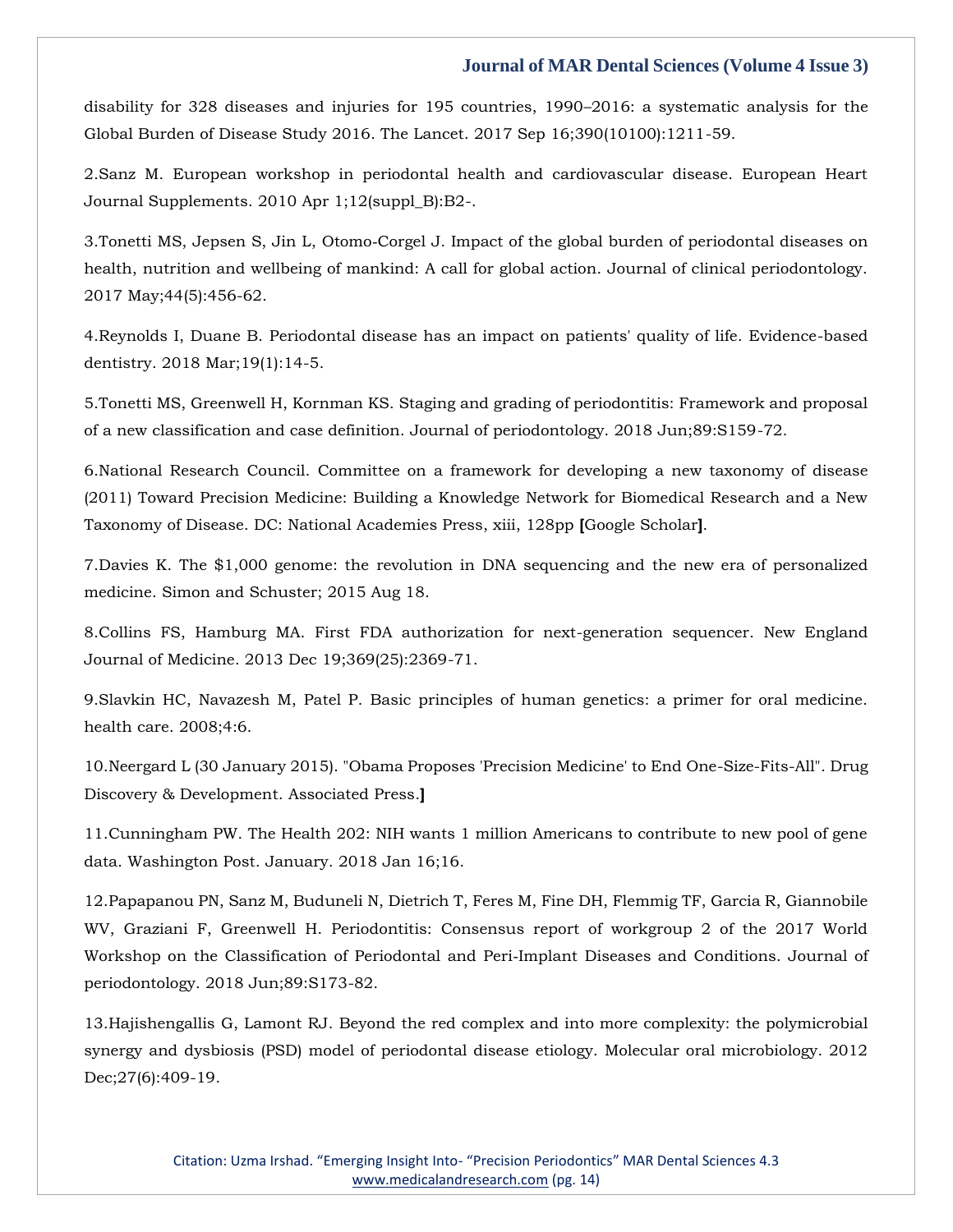disability for 328 diseases and injuries for 195 countries, 1990–2016: a systematic analysis for the Global Burden of Disease Study 2016. The Lancet. 2017 Sep 16;390(10100):1211-59.

2.Sanz M. European workshop in periodontal health and cardiovascular disease. European Heart Journal Supplements. 2010 Apr 1;12(suppl_B):B2-.

3.Tonetti MS, Jepsen S, Jin L, Otomo-Corgel J. Impact of the global burden of periodontal diseases on health, nutrition and wellbeing of mankind: A call for global action. Journal of clinical periodontology. 2017 May;44(5):456-62.

4.Reynolds I, Duane B. Periodontal disease has an impact on patients' quality of life. Evidence-based dentistry. 2018 Mar;19(1):14-5.

5.Tonetti MS, Greenwell H, Kornman KS. Staging and grading of periodontitis: Framework and proposal of a new classification and case definition. Journal of periodontology. 2018 Jun;89:S159-72.

6.National Research Council. Committee on a framework for developing a new taxonomy of disease (2011) Toward Precision Medicine: Building a Knowledge Network for Biomedical Research and a New Taxonomy of Disease. DC: National Academies Press, xiii, 128pp **[**Google Scholar**]**.

7.Davies K. The $1,000 genome: the revolution in DNA sequencing and the new era of personalized medicine. Simon and Schuster; 2015 Aug 18.

8.Collins FS, Hamburg MA. First FDA authorization for next-generation sequencer. New England Journal of Medicine. 2013 Dec 19;369(25):2369-71.

9.Slavkin HC, Navazesh M, Patel P. Basic principles of human genetics: a primer for oral medicine. health care. 2008;4:6.

10.Neergard L (30 January 2015). "Obama Proposes 'Precision Medicine' to End One-Size-Fits-All". Drug Discovery & Development. Associated Press.**]**

11.Cunningham PW. The Health 202: NIH wants 1 million Americans to contribute to new pool of gene data. Washington Post. January. 2018 Jan 16;16.

12.Papapanou PN, Sanz M, Buduneli N, Dietrich T, Feres M, Fine DH, Flemmig TF, Garcia R, Giannobile WV, Graziani F, Greenwell H. Periodontitis: Consensus report of workgroup 2 of the 2017 World Workshop on the Classification of Periodontal and Peri-Implant Diseases and Conditions. Journal of periodontology. 2018 Jun;89:S173-82.

13.Hajishengallis G, Lamont RJ. Beyond the red complex and into more complexity: the polymicrobial synergy and dysbiosis (PSD) model of periodontal disease etiology. Molecular oral microbiology. 2012 Dec;27(6):409-19.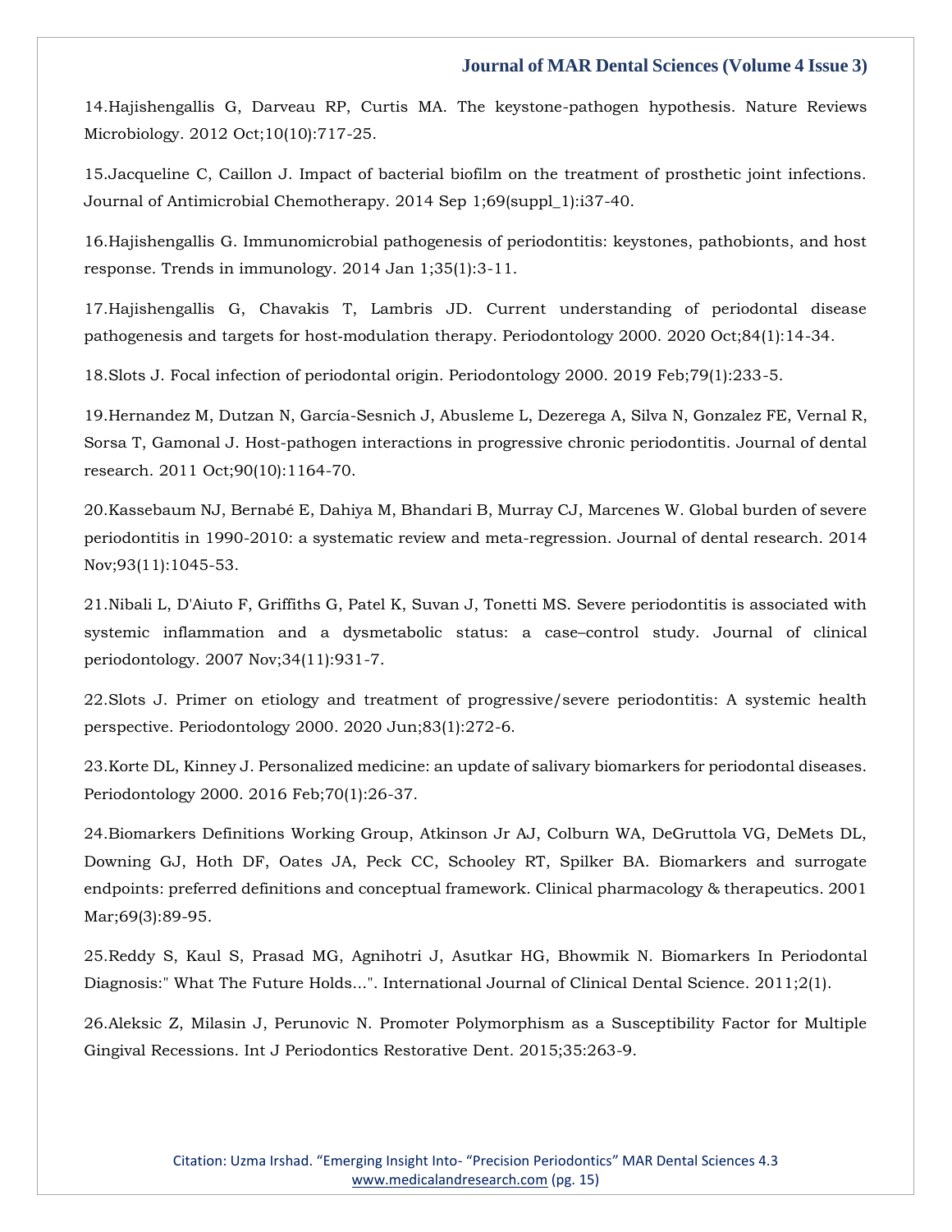14.Hajishengallis G, Darveau RP, Curtis MA. The keystone-pathogen hypothesis. Nature Reviews Microbiology. 2012 Oct;10(10):717-25.

15.Jacqueline C, Caillon J. Impact of bacterial biofilm on the treatment of prosthetic joint infections. Journal of Antimicrobial Chemotherapy. 2014 Sep 1;69(suppl_1):i37-40.

16.Hajishengallis G. Immunomicrobial pathogenesis of periodontitis: keystones, pathobionts, and host response. Trends in immunology. 2014 Jan 1;35(1):3-11.

17.Hajishengallis G, Chavakis T, Lambris JD. Current understanding of periodontal disease pathogenesis and targets for host-modulation therapy. Periodontology 2000. 2020 Oct;84(1):14-34.

18.Slots J. Focal infection of periodontal origin. Periodontology 2000. 2019 Feb;79(1):233-5.

19.Hernandez M, Dutzan N, García-Sesnich J, Abusleme L, Dezerega A, Silva N, Gonzalez FE, Vernal R, Sorsa T, Gamonal J. Host-pathogen interactions in progressive chronic periodontitis. Journal of dental research. 2011 Oct;90(10):1164-70.

20.Kassebaum NJ, Bernabé E, Dahiya M, Bhandari B, Murray CJ, Marcenes W. Global burden of severe periodontitis in 1990-2010: a systematic review and meta-regression. Journal of dental research. 2014 Nov;93(11):1045-53.

21.Nibali L, D'Aiuto F, Griffiths G, Patel K, Suvan J, Tonetti MS. Severe periodontitis is associated with systemic inflammation and a dysmetabolic status: a case–control study. Journal of clinical periodontology. 2007 Nov;34(11):931-7.

22.Slots J. Primer on etiology and treatment of progressive/severe periodontitis: A systemic health perspective. Periodontology 2000. 2020 Jun;83(1):272-6.

23.Korte DL, Kinney J. Personalized medicine: an update of salivary biomarkers for periodontal diseases. Periodontology 2000. 2016 Feb;70(1):26-37.

24.Biomarkers Definitions Working Group, Atkinson Jr AJ, Colburn WA, DeGruttola VG, DeMets DL, Downing GJ, Hoth DF, Oates JA, Peck CC, Schooley RT, Spilker BA. Biomarkers and surrogate endpoints: preferred definitions and conceptual framework. Clinical pharmacology & therapeutics. 2001 Mar;69(3):89-95.

25.Reddy S, Kaul S, Prasad MG, Agnihotri J, Asutkar HG, Bhowmik N. Biomarkers In Periodontal Diagnosis:" What The Future Holds...". International Journal of Clinical Dental Science. 2011;2(1).

26.Aleksic Z, Milasin J, Perunovic N. Promoter Polymorphism as a Susceptibility Factor for Multiple Gingival Recessions. Int J Periodontics Restorative Dent. 2015;35:263-9.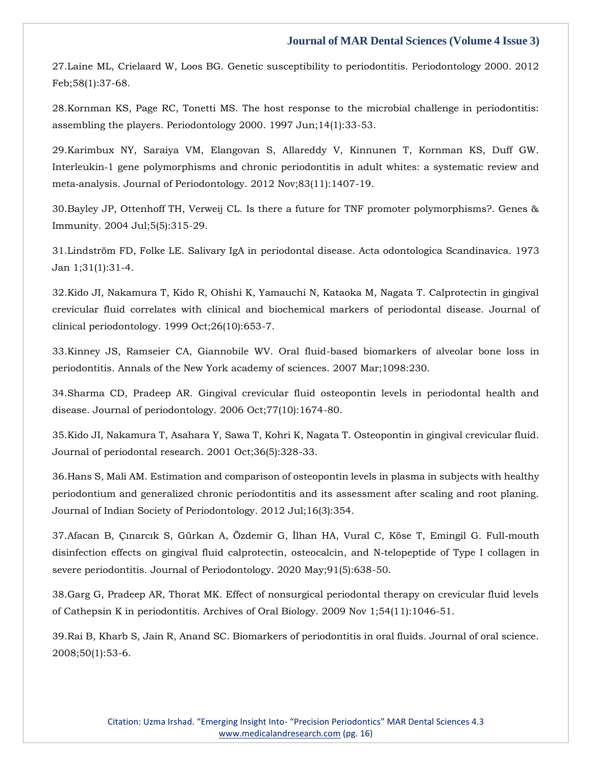27.Laine ML, Crielaard W, Loos BG. Genetic susceptibility to periodontitis. Periodontology 2000. 2012 Feb;58(1):37-68.

28.Kornman KS, Page RC, Tonetti MS. The host response to the microbial challenge in periodontitis: assembling the players. Periodontology 2000. 1997 Jun;14(1):33-53.

29.Karimbux NY, Saraiya VM, Elangovan S, Allareddy V, Kinnunen T, Kornman KS, Duff GW. Interleukin-1 gene polymorphisms and chronic periodontitis in adult whites: a systematic review and meta-analysis. Journal of Periodontology. 2012 Nov;83(11):1407-19.

30.Bayley JP, Ottenhoff TH, Verweij CL. Is there a future for TNF promoter polymorphisms?. Genes & Immunity. 2004 Jul;5(5):315-29.

31.Lindström FD, Folke LE. Salivary IgA in periodontal disease. Acta odontologica Scandinavica. 1973 Jan 1;31(1):31-4.

32.Kido JI, Nakamura T, Kido R, Ohishi K, Yamauchi N, Kataoka M, Nagata T. Calprotectin in gingival crevicular fluid correlates with clinical and biochemical markers of periodontal disease. Journal of clinical periodontology. 1999 Oct;26(10):653-7.

33.Kinney JS, Ramseier CA, Giannobile WV. Oral fluid-based biomarkers of alveolar bone loss in periodontitis. Annals of the New York academy of sciences. 2007 Mar;1098:230.

34.Sharma CD, Pradeep AR. Gingival crevicular fluid osteopontin levels in periodontal health and disease. Journal of periodontology. 2006 Oct;77(10):1674-80.

35.Kido JI, Nakamura T, Asahara Y, Sawa T, Kohri K, Nagata T. Osteopontin in gingival crevicular fluid. Journal of periodontal research. 2001 Oct;36(5):328-33.

36.Hans S, Mali AM. Estimation and comparison of osteopontin levels in plasma in subjects with healthy periodontium and generalized chronic periodontitis and its assessment after scaling and root planing. Journal of Indian Society of Periodontology. 2012 Jul;16(3):354.

37.Afacan B, Çınarcık S, Gürkan A, Özdemir G, İlhan HA, Vural C, Köse T, Emingil G. Full-mouth disinfection effects on gingival fluid calprotectin, osteocalcin, and N-telopeptide of Type I collagen in severe periodontitis. Journal of Periodontology. 2020 May;91(5):638-50.

38.Garg G, Pradeep AR, Thorat MK. Effect of nonsurgical periodontal therapy on crevicular fluid levels of Cathepsin K in periodontitis. Archives of Oral Biology. 2009 Nov 1;54(11):1046-51.

39.Rai B, Kharb S, Jain R, Anand SC. Biomarkers of periodontitis in oral fluids. Journal of oral science. 2008;50(1):53-6.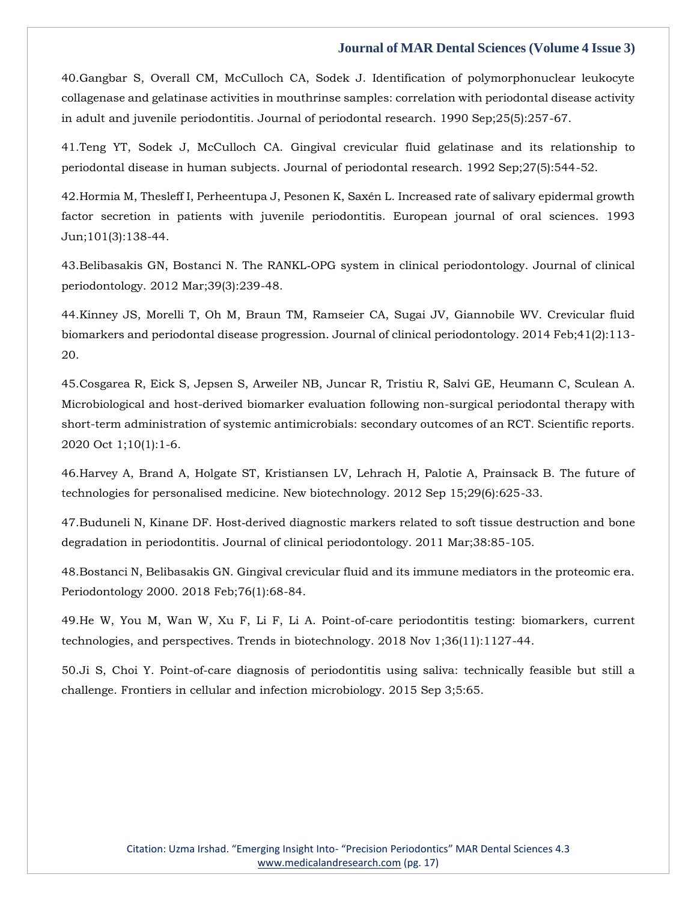40.Gangbar S, Overall CM, McCulloch CA, Sodek J. Identification of polymorphonuclear leukocyte collagenase and gelatinase activities in mouthrinse samples: correlation with periodontal disease activity in adult and juvenile periodontitis. Journal of periodontal research. 1990 Sep;25(5):257-67.

41.Teng YT, Sodek J, McCulloch CA. Gingival crevicular fluid gelatinase and its relationship to periodontal disease in human subjects. Journal of periodontal research. 1992 Sep;27(5):544-52.

42.Hormia M, Thesleff I, Perheentupa J, Pesonen K, Saxén L. Increased rate of salivary epidermal growth factor secretion in patients with juvenile periodontitis. European journal of oral sciences. 1993 Jun;101(3):138-44.

43.Belibasakis GN, Bostanci N. The RANKL-OPG system in clinical periodontology. Journal of clinical periodontology. 2012 Mar;39(3):239-48.

44.Kinney JS, Morelli T, Oh M, Braun TM, Ramseier CA, Sugai JV, Giannobile WV. Crevicular fluid biomarkers and periodontal disease progression. Journal of clinical periodontology. 2014 Feb;41(2):113-20.

45.Cosgarea R, Eick S, Jepsen S, Arweiler NB, Juncar R, Tristiu R, Salvi GE, Heumann C, Sculean A. Microbiological and host-derived biomarker evaluation following non-surgical periodontal therapy with short-term administration of systemic antimicrobials: secondary outcomes of an RCT. Scientific reports. 2020 Oct 1;10(1):1-6.

46.Harvey A, Brand A, Holgate ST, Kristiansen LV, Lehrach H, Palotie A, Prainsack B. The future of technologies for personalised medicine. New biotechnology. 2012 Sep 15;29(6):625-33.

47.Buduneli N, Kinane DF. Host-derived diagnostic markers related to soft tissue destruction and bone degradation in periodontitis. Journal of clinical periodontology. 2011 Mar;38:85-105.

48.Bostanci N, Belibasakis GN. Gingival crevicular fluid and its immune mediators in the proteomic era. Periodontology 2000. 2018 Feb;76(1):68-84.

49.He W, You M, Wan W, Xu F, Li F, Li A. Point-of-care periodontitis testing: biomarkers, current technologies, and perspectives. Trends in biotechnology. 2018 Nov 1;36(11):1127-44.

50.Ji S, Choi Y. Point-of-care diagnosis of periodontitis using saliva: technically feasible but still a challenge. Frontiers in cellular and infection microbiology. 2015 Sep 3;5:65.